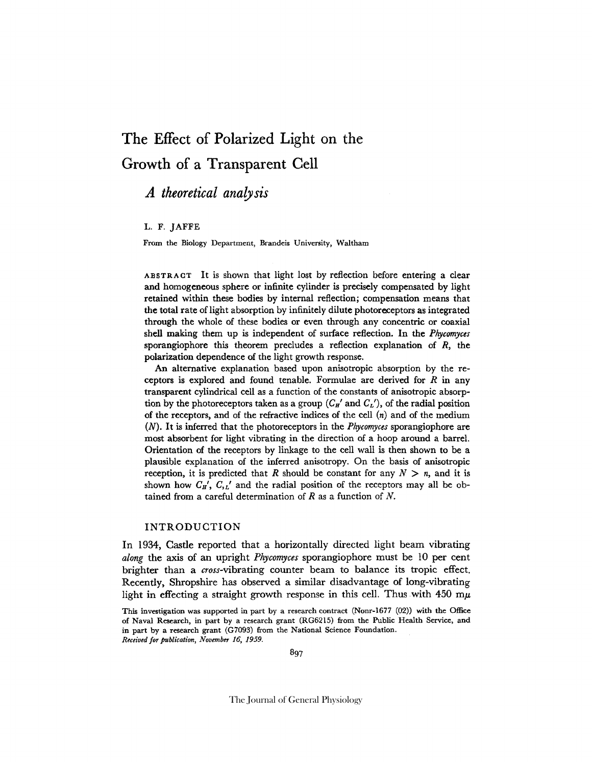# The Effect of Polarized Light on the Growth of a Transparent Cell

## *A theoretical analysis*

L. F. JAFFE

From the Biology Department, Brandeis University, Waltham

ABSTRACT It is shown that light lost by reflection before entering a clear and homogeneous sphere or infinite cylinder is precisely compensated by light retained within these bodies by internal reflection; compensation means that the total rate of light absorption by infinitely dilute photoreceptors as integrated through the whole of these bodies or even through any concentric or coaxial shell making them up is independent of surface reflection. In the *Phycomyces* sporangiophore this theorem precludes a reflection explanation of *R*, the polarization dependence of the light growth response.

An alternative explanation based upon anisotropic absorption by the receptors is explored and found tenable. Formulae are derived for *R* in any transparent cylindrical cell as a function of the constants of anisotropic absorption by the photoreceptors taken as a group ($C_H'$ and $C_L'$), of the radial position of the receptors, and of the refractive indices of the cell ($n$) and of the medium ($N$). It is inferred that the photoreceptors in the *Phycomyces* sporangiophore are most absorbent for light vibrating in the direction of a hoop around a barrel. Orientation of the receptors by linkage to the cell wall is then shown to be a plausible explanation of the inferred anisotropy. On the basis of anisotropic reception, it is predicted that *R* should be constant for any $N > n$, and it is shown how $C_H'$, $C_L'$ and the radial position of the receptors may all be obtained from a careful determination of *R* as a function of *N*.

## INTRODUCTION

In 1934, Castle reported that a horizontally directed light beam vibrating *along* the axis of an upright *Phycomyces* sporangiophore must be 10 per cent brighter than a *cross*-vibrating counter beam to balance its tropic effect. Recently, Shropshire has observed a similar disadvantage of long-vibrating light in effecting a straight growth response in this cell. Thus with 450 m$\mu$

This investigation was supported in part by a research contract (Nonr-1677 (02)) with the Office of Naval Research, in part by a research grant (RG6215) from the Public Health Service, and in part by a research grant (G7093) from the National Science Foundation.

*Received for publication, November 16, 1959.*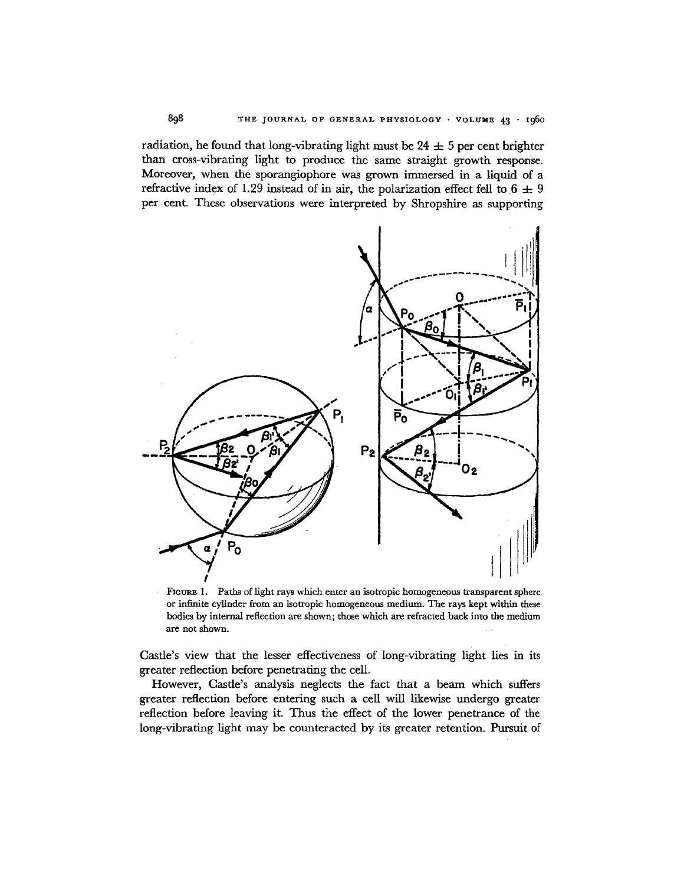radiation, he found that long-vibrating light must be 24 ± 5 per cent brighter than cross-vibrating light to produce the same straight growth response. Moreover, when the sporangiophore was grown immersed in a liquid of a refractive index of 1.29 instead of in air, the polarization effect fell to 6 ± 9 per cent. These observations were interpreted by Shropshire as supporting

FIGURE 1. Paths of light rays which enter an isotropic homogeneous transparent sphere or infinite cylinder from an isotropic homogeneous medium. The rays kept within these bodies by internal reflection are shown; those which are refracted back into the medium are not shown.

Castle's view that the lesser effectiveness of long-vibrating light lies in its greater reflection before penetrating the cell.

However, Castle's analysis neglects the fact that a beam which suffers greater reflection before entering such a cell will likewise undergo greater reflection before leaving it. Thus the effect of the lower penetrance of the long-vibrating light may be counteracted by its greater retention. Pursuit of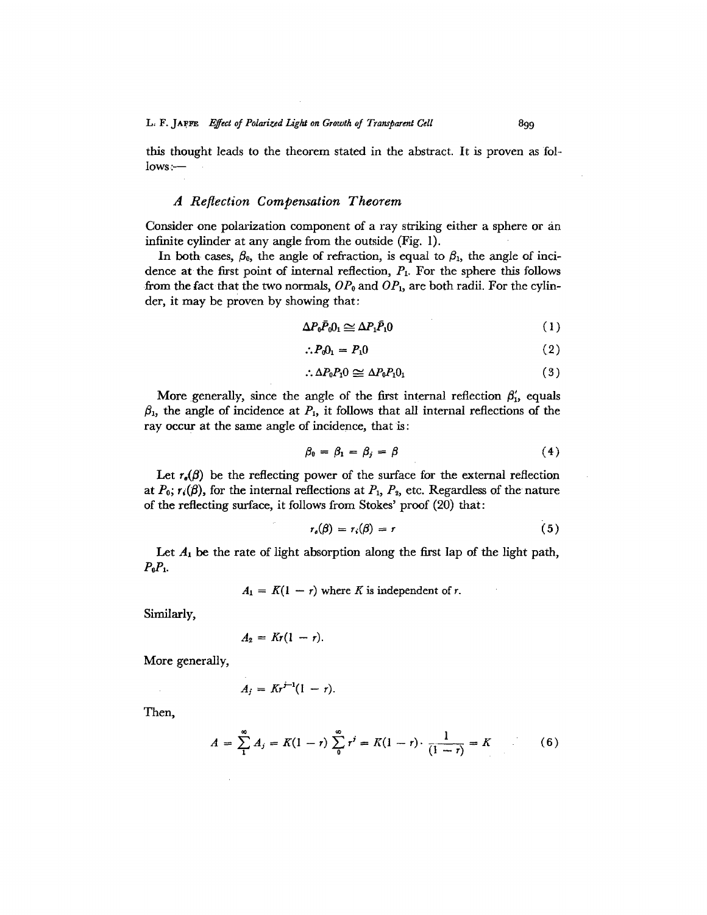this thought leads to the theorem stated in the abstract. It is proven as follows:—

### *A Reflection Compensation Theorem*

Consider one polarization component of a ray striking either a sphere or an infinite cylinder at any angle from the outside (Fig. 1).

In both cases, $\beta_0$, the angle of refraction, is equal to $\beta_1$, the angle of incidence at the first point of internal reflection, $P_1$. For the sphere this follows from the fact that the two normals, $OP_0$ and $OP_1$, are both radii. For the cylinder, it may be proven by showing that:

$$\Delta P_0 \bar{P}_0 0_1 \cong \Delta P_1 \bar{P}_1 0 \tag{1}$$

$$\therefore P_0 0_1 = P_1 0 \tag{2}$$

$$\therefore \Delta P_0 P_1 0 \cong \Delta P_0 P_1 0_1 \tag{3}$$

More generally, since the angle of the first internal reflection $\beta_1'$, equals $\beta_1$, the angle of incidence at $P_1$, it follows that all internal reflections of the ray occur at the same angle of incidence, that is:

$$\beta_0 = \beta_1 = \beta_j = \beta \tag{4}$$

Let $r_e(\beta)$ be the reflecting power of the surface for the external reflection at $P_0$; $r_i(\beta)$, for the internal reflections at $P_1$, $P_2$, etc. Regardless of the nature of the reflecting surface, it follows from Stokes' proof (20) that:

$$r_e(\beta) = r_i(\beta) = r \tag{5}$$

Let $A_1$ be the rate of light absorption along the first lap of the light path, $P_0P_1$.

$$A_1 = K(1 - r) \text{ where } K \text{ is independent of } r.$$

Similarly,

$$A_2 = Kr(1 - r).$$

More generally,

$$A_j = Kr^{j-1}(1 - r).$$

Then,

$$A = \sum_1^{\infty} A_j = K(1 - r) \sum_0^{\infty} r^j = K(1 - r) \cdot \frac{1}{(1 - r)} = K \tag{6}$$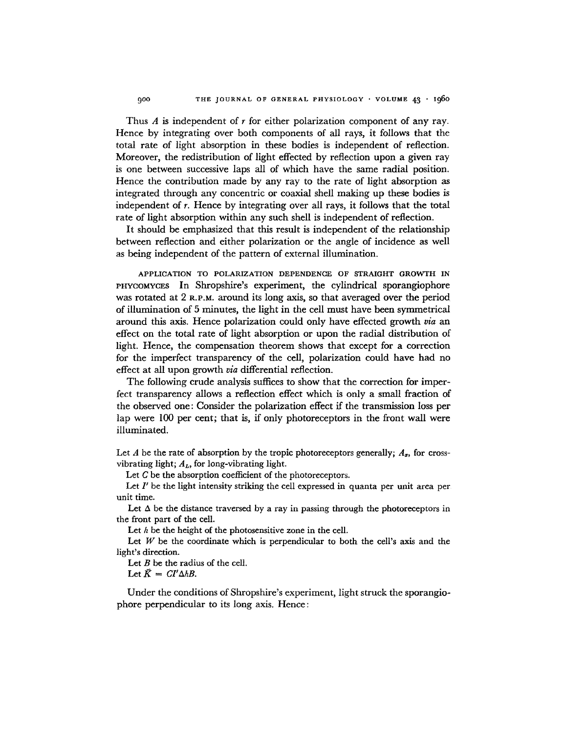Thus $A$ is independent of $r$ for either polarization component of any ray. Hence by integrating over both components of all rays, it follows that the total rate of light absorption in these bodies is independent of reflection. Moreover, the redistribution of light effected by reflection upon a given ray is one between successive laps all of which have the same radial position. Hence the contribution made by any ray to the rate of light absorption as integrated through any concentric or coaxial shell making up these bodies is independent of $r$. Hence by integrating over all rays, it follows that the total rate of light absorption within any such shell is independent of reflection.

It should be emphasized that this result is independent of the relationship between reflection and either polarization or the angle of incidence as well as being independent of the pattern of external illumination.

APPLICATION TO POLARIZATION DEPENDENCE OF STRAIGHT GROWTH IN PHYCOMYCES In Shropshire's experiment, the cylindrical sporangiophore was rotated at 2 R.P.M. around its long axis, so that averaged over the period of illumination of 5 minutes, the light in the cell must have been symmetrical around this axis. Hence polarization could only have effected growth *via* an effect on the total rate of light absorption or upon the radial distribution of light. Hence, the compensation theorem shows that except for a correction for the imperfect transparency of the cell, polarization could have had no effect at all upon growth *via* differential reflection.

The following crude analysis suffices to show that the correction for imperfect transparency allows a reflection effect which is only a small fraction of the observed one: Consider the polarization effect if the transmission loss per lap were 100 per cent; that is, if only photoreceptors in the front wall were illuminated.

Let $A$ be the rate of absorption by the tropic photoreceptors generally; $A_x$, for cross-vibrating light; $A_L$, for long-vibrating light.

Let $C$ be the absorption coefficient of the photoreceptors.

Let $I'$ be the light intensity striking the cell expressed in quanta per unit area per unit time.

Let $\Delta$ be the distance traversed by a ray in passing through the photoreceptors in the front part of the cell.

Let $h$ be the height of the photosensitive zone in the cell.

Let $W$ be the coordinate which is perpendicular to both the cell's axis and the light's direction.

Let $B$ be the radius of the cell.

Let $\bar{K} = CI'\Delta hB$.

Under the conditions of Shropshire's experiment, light struck the sporangiophore perpendicular to its long axis. Hence: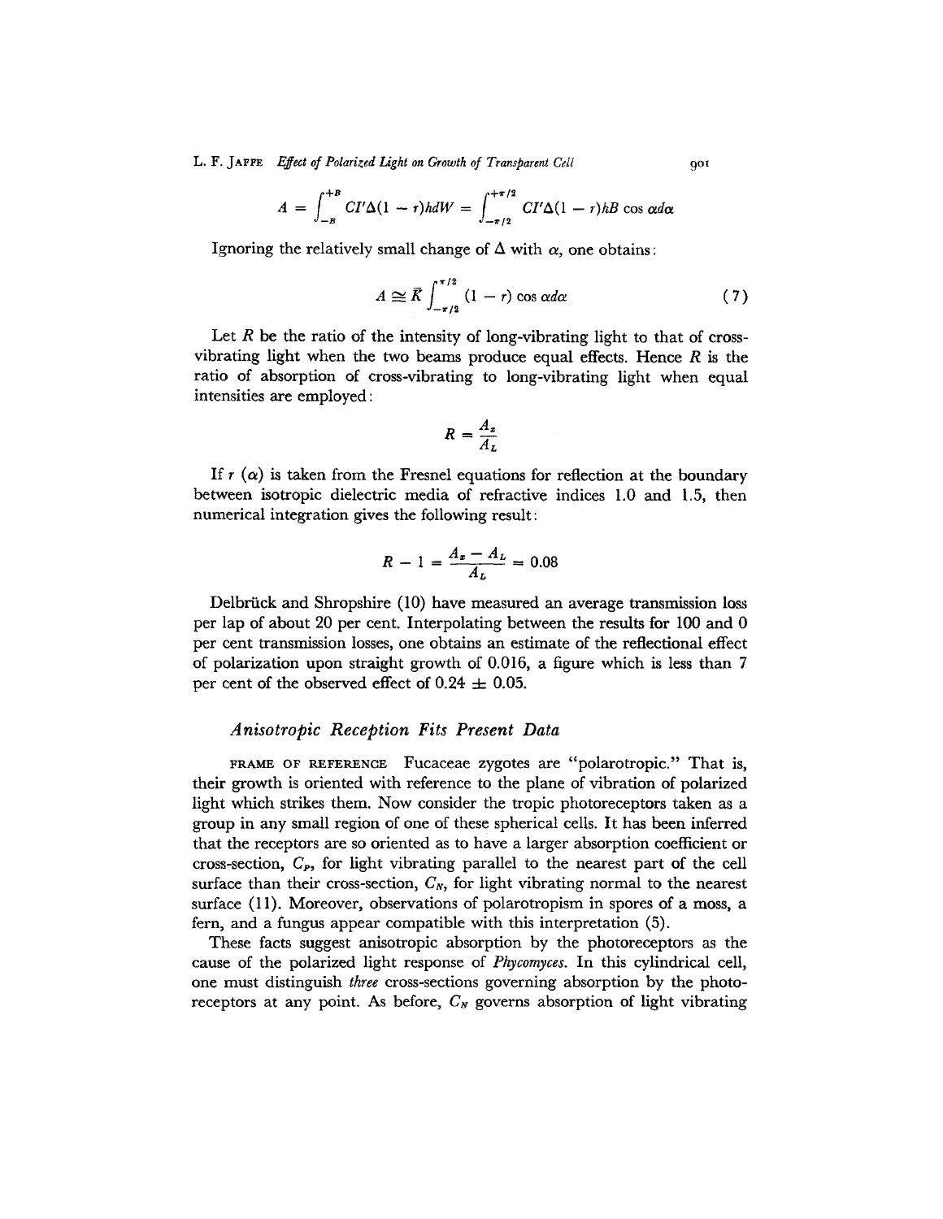$$A = \int_{-B}^{+B} CI'\Delta(1 - r)hdW = \int_{-\pi/2}^{+\pi/2} CI'\Delta(1 - r)hB \cos \alpha d\alpha$$

Ignoring the relatively small change of $\Delta$ with $\alpha$, one obtains:

$$A \cong \bar{K} \int_{-\pi/2}^{\pi/2} (1 - r) \cos \alpha d\alpha \qquad (7)$$

Let $R$ be the ratio of the intensity of long-vibrating light to that of cross-vibrating light when the two beams produce equal effects. Hence $R$ is the ratio of absorption of cross-vibrating to long-vibrating light when equal intensities are employed:

$$R = \frac{A_x}{A_L}$$

If $r$ ($\alpha$) is taken from the Fresnel equations for reflection at the boundary between isotropic dielectric media of refractive indices 1.0 and 1.5, then numerical integration gives the following result:

$$R - 1 = \frac{A_x - A_L}{A_L} = 0.08$$

Delbrück and Shropshire (10) have measured an average transmission loss per lap of about 20 per cent. Interpolating between the results for 100 and 0 per cent transmission losses, one obtains an estimate of the reflectional effect of polarization upon straight growth of 0.016, a figure which is less than 7 per cent of the observed effect of $0.24 \pm 0.05$.

### *Anisotropic Reception Fits Present Data*

FRAME OF REFERENCE Fucaceae zygotes are "polarotropic." That is, their growth is oriented with reference to the plane of vibration of polarized light which strikes them. Now consider the tropic photoreceptors taken as a group in any small region of one of these spherical cells. It has been inferred that the receptors are so oriented as to have a larger absorption coefficient or cross-section, $C_P$, for light vibrating parallel to the nearest part of the cell surface than their cross-section, $C_N$, for light vibrating normal to the nearest surface (11). Moreover, observations of polarotropism in spores of a moss, a fern, and a fungus appear compatible with this interpretation (5).

These facts suggest anisotropic absorption by the photoreceptors as the cause of the polarized light response of *Phycomyces*. In this cylindrical cell, one must distinguish *three* cross-sections governing absorption by the photoreceptors at any point. As before, $C_N$ governs absorption of light vibrating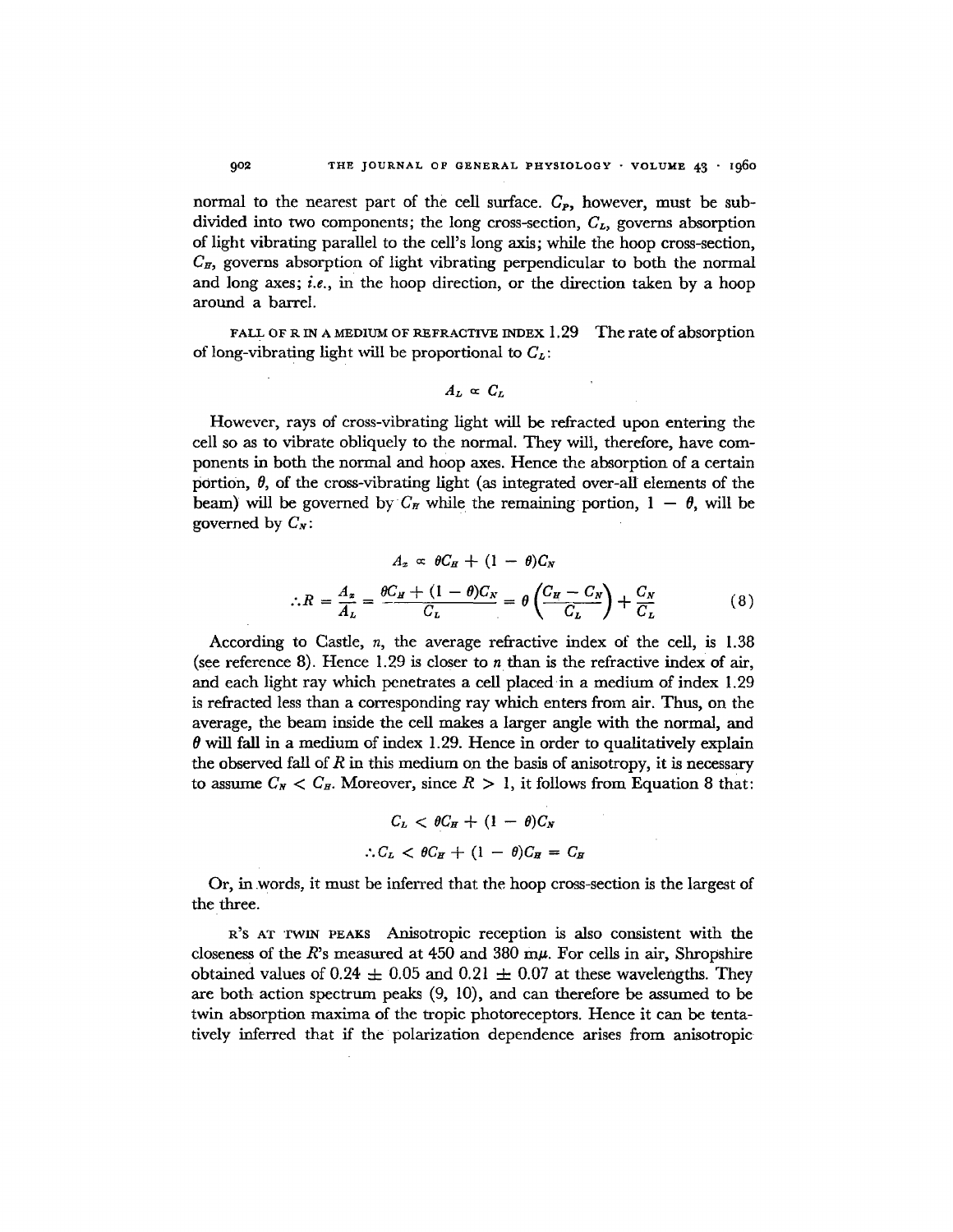normal to the nearest part of the cell surface. $C_P$, however, must be subdivided into two components; the long cross-section, $C_L$, governs absorption of light vibrating parallel to the cell's long axis; while the hoop cross-section, $C_H$, governs absorption of light vibrating perpendicular to both the normal and long axes; *i.e.*, in the hoop direction, or the direction taken by a hoop around a barrel.

FALL OF R IN A MEDIUM OF REFRACTIVE INDEX 1.29 The rate of absorption of long-vibrating light will be proportional to $C_L$:

$$A_L \propto C_L$$

However, rays of cross-vibrating light will be refracted upon entering the cell so as to vibrate obliquely to the normal. They will, therefore, have components in both the normal and hoop axes. Hence the absorption of a certain portion, $\theta$, of the cross-vibrating light (as integrated over-all elements of the beam) will be governed by $C_H$ while the remaining portion, $1 - \theta$, will be governed by $C_N$:

$$A_x \propto \theta C_H + (1 - \theta)C_N$$

$$\therefore R = \frac{A_x}{A_L} = \frac{\theta C_H + (1 - \theta)C_N}{C_L} = \theta\left(\frac{C_H - C_N}{C_L}\right) + \frac{C_N}{C_L} \tag{8}$$

According to Castle, $n$, the average refractive index of the cell, is 1.38 (see reference 8). Hence 1.29 is closer to $n$ than is the refractive index of air, and each light ray which penetrates a cell placed in a medium of index 1.29 is refracted less than a corresponding ray which enters from air. Thus, on the average, the beam inside the cell makes a larger angle with the normal, and $\theta$ will fall in a medium of index 1.29. Hence in order to qualitatively explain the observed fall of $R$ in this medium on the basis of anisotropy, it is necessary to assume $C_N < C_H$. Moreover, since $R > 1$, it follows from Equation 8 that:

$$C_L < \theta C_H + (1 - \theta)C_N$$

$$\therefore C_L < \theta C_H + (1 - \theta)C_H = C_H$$

Or, in words, it must be inferred that the hoop cross-section is the largest of the three.

R'S AT TWIN PEAKS Anisotropic reception is also consistent with the closeness of the $R$'s measured at 450 and 380 m$\mu$. For cells in air, Shropshire obtained values of $0.24 \pm 0.05$ and $0.21 \pm 0.07$ at these wavelengths. They are both action spectrum peaks (9, 10), and can therefore be assumed to be twin absorption maxima of the tropic photoreceptors. Hence it can be tentatively inferred that if the polarization dependence arises from anisotropic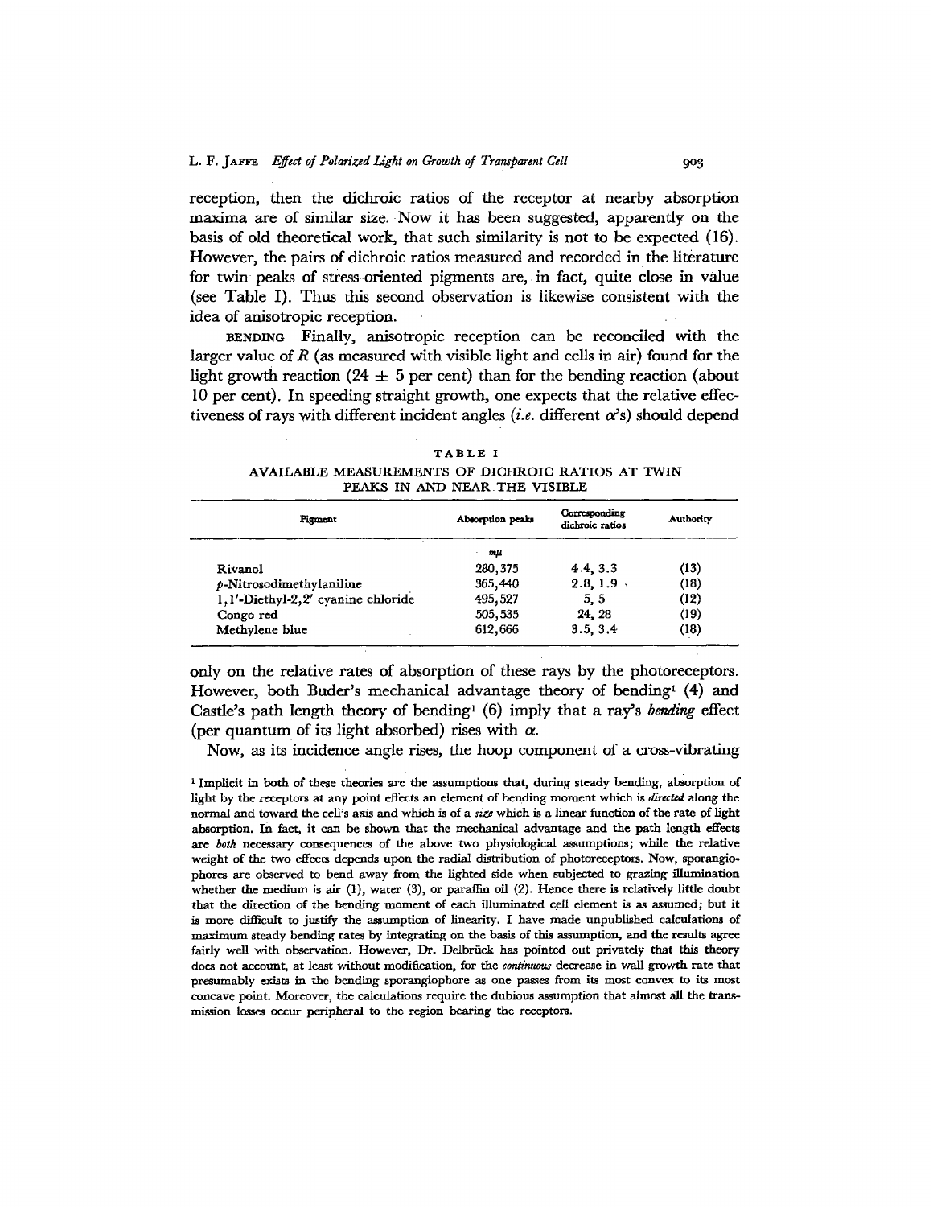reception, then the dichroic ratios of the receptor at nearby absorption maxima are of similar size. Now it has been suggested, apparently on the basis of old theoretical work, that such similarity is not to be expected (16). However, the pairs of dichroic ratios measured and recorded in the literature for twin peaks of stress-oriented pigments are, in fact, quite close in value (see Table I). Thus this second observation is likewise consistent with the idea of anisotropic reception.

**BENDING** Finally, anisotropic reception can be reconciled with the larger value of $R$ (as measured with visible light and cells in air) found for the light growth reaction ($24 \pm 5$ per cent) than for the bending reaction (about 10 per cent). In speeding straight growth, one expects that the relative effectiveness of rays with different incident angles (*i.e.* different $\alpha$'s) should depend only on the relative rates of absorption of these rays by the photoreceptors. However, both Buder's mechanical advantage theory of bending[1] (4) and Castle's path length theory of bending[1] (6) imply that a ray's *bending* effect (per quantum of its light absorbed) rises with $\alpha$.

TABLE I

AVAILABLE MEASUREMENTS OF DICHROIC RATIOS AT TWIN PEAKS IN AND NEAR THE VISIBLE

| Pigment | Absorption peaks | Corresponding dichroic ratios | Authority |
|---|---|---|---|
| | $m\mu$ | | |
| Rivanol | 280, 375 | 4.4, 3.3 | (13) |
| $p$-Nitrosodimethylaniline | 365, 440 | 2.8, 1.9 | (18) |
| 1,1'-Diethyl-2,2' cyanine chloride | 495, 527 | 5, 5 | (12) |
| Congo red | 505, 535 | 24, 28 | (19) |
| Methylene blue | 612, 666 | 3.5, 3.4 | (18) |

Now, as its incidence angle rises, the hoop component of a cross-vibrating

[1] Implicit in both of these theories are the assumptions that, during steady bending, absorption of light by the receptors at any point effects an element of bending moment which is *directed* along the normal and toward the cell's axis and which is of a *size* which is a linear function of the rate of light absorption. In fact, it can be shown that the mechanical advantage and the path length effects are *both* necessary consequences of the above two physiological assumptions; while the relative weight of the two effects depends upon the radial distribution of photoreceptors. Now, sporangiophores are observed to bend away from the lighted side when subjected to grazing illumination whether the medium is air (1), water (3), or paraffin oil (2). Hence there is relatively little doubt that the direction of the bending moment of each illuminated cell element is as assumed; but it is more difficult to justify the assumption of linearity. I have made unpublished calculations of maximum steady bending rates by integrating on the basis of this assumption, and the results agree fairly well with observation. However, Dr. Delbrück has pointed out privately that this theory does not account, at least without modification, for the *continuous* decrease in wall growth rate that presumably exists in the bending sporangiophore as one passes from its most convex to its most concave point. Moreover, the calculations require the dubious assumption that almost all the transmission losses occur peripheral to the region bearing the receptors.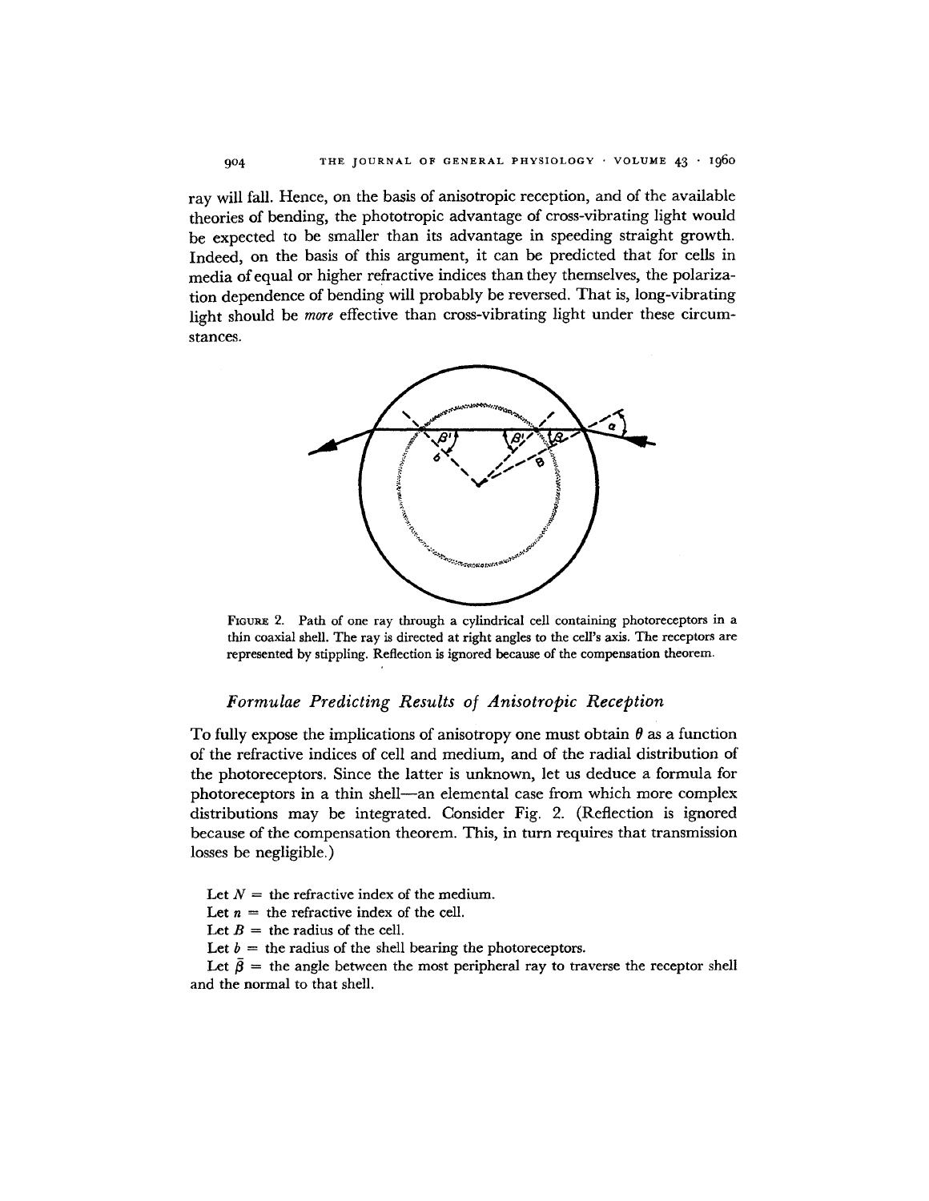ray will fall. Hence, on the basis of anisotropic reception, and of the available theories of bending, the phototropic advantage of cross-vibrating light would be expected to be smaller than its advantage in speeding straight growth. Indeed, on the basis of this argument, it can be predicted that for cells in media of equal or higher refractive indices than they themselves, the polarization dependence of bending will probably be reversed. That is, long-vibrating light should be *more* effective than cross-vibrating light under these circumstances.

FIGURE 2. Path of one ray through a cylindrical cell containing photoreceptors in a thin coaxial shell. The ray is directed at right angles to the cell's axis. The receptors are represented by stippling. Reflection is ignored because of the compensation theorem.

### *Formulae Predicting Results of Anisotropic Reception*

To fully expose the implications of anisotropy one must obtain $\theta$ as a function of the refractive indices of cell and medium, and of the radial distribution of the photoreceptors. Since the latter is unknown, let us deduce a formula for photoreceptors in a thin shell—an elemental case from which more complex distributions may be integrated. Consider Fig. 2. (Reflection is ignored because of the compensation theorem. This, in turn requires that transmission losses be negligible.)

Let $N$ = the refractive index of the medium.

Let $n$ = the refractive index of the cell.

Let $B$ = the radius of the cell.

Let $b$ = the radius of the shell bearing the photoreceptors.

Let $\bar{\beta}$ = the angle between the most peripheral ray to traverse the receptor shell and the normal to that shell.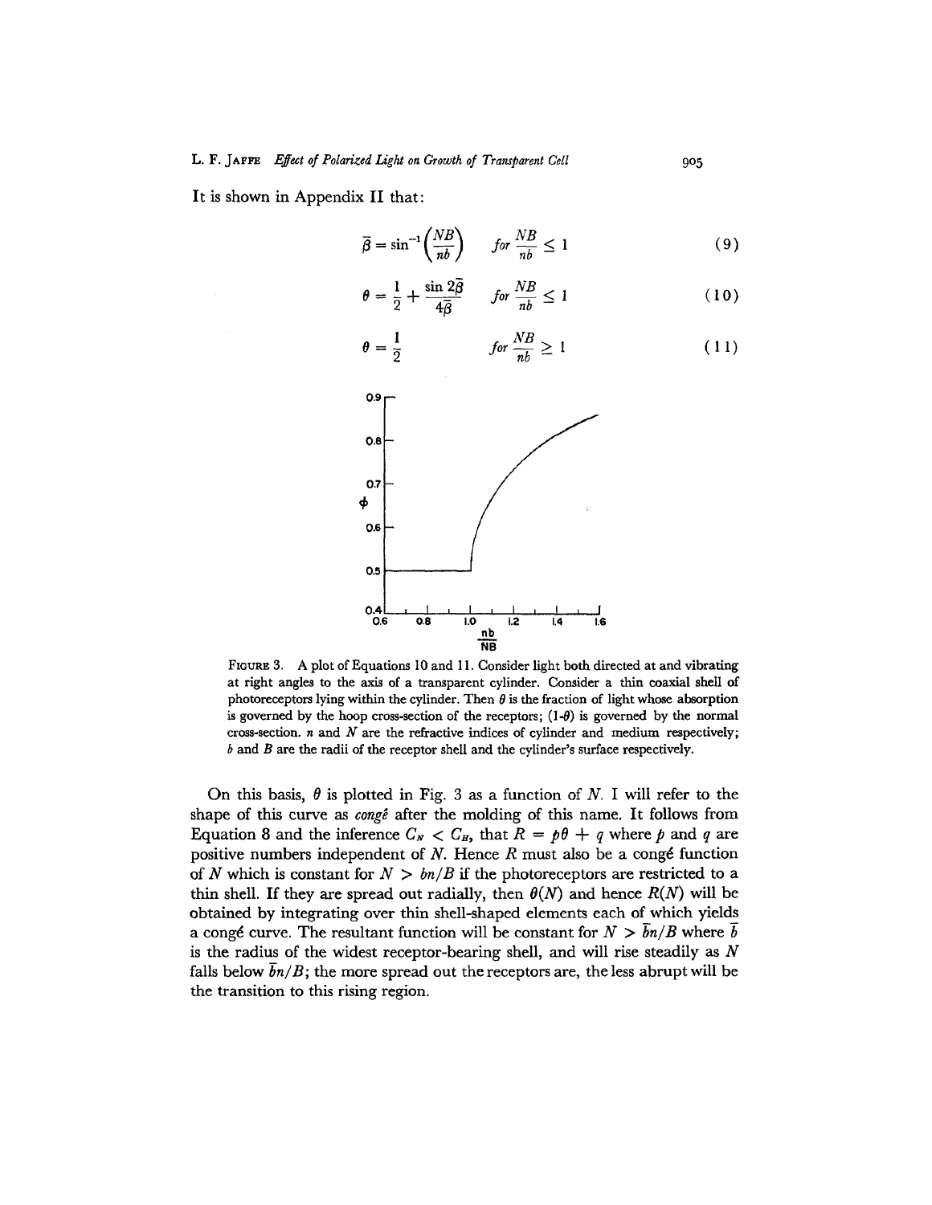It is shown in Appendix II that:

$$\bar{\beta} = \sin^{-1}\left(\frac{NB}{nb}\right) \qquad \text{for } \frac{NB}{nb} \leq 1 \tag{9}$$

$$\theta = \frac{1}{2} + \frac{\sin 2\bar{\beta}}{4\bar{\beta}} \qquad \text{for } \frac{NB}{nb} \leq 1 \tag{10}$$

$$\theta = \frac{1}{2} \qquad \text{for } \frac{NB}{nb} \geq 1 \tag{11}$$

FIGURE 3. A plot of Equations 10 and 11. Consider light both directed at and vibrating at right angles to the axis of a transparent cylinder. Consider a thin coaxial shell of photoreceptors lying within the cylinder. Then $\theta$ is the fraction of light whose absorption is governed by the hoop cross-section of the receptors; $(1\text{-}\theta)$ is governed by the normal cross-section. $n$ and $N$ are the refractive indices of cylinder and medium respectively; $b$ and $B$ are the radii of the receptor shell and the cylinder's surface respectively.

On this basis, $\theta$ is plotted in Fig. 3 as a function of $N$. I will refer to the shape of this curve as *congé* after the molding of this name. It follows from Equation 8 and the inference $C_N < C_H$, that $R = p\theta + q$ where $p$ and $q$ are positive numbers independent of $N$. Hence $R$ must also be a congé function of $N$ which is constant for $N > bn/B$ if the photoreceptors are restricted to a thin shell. If they are spread out radially, then $\theta(N)$ and hence $R(N)$ will be obtained by integrating over thin shell-shaped elements each of which yields a congé curve. The resultant function will be constant for $N > \bar{b}n/B$ where $\bar{b}$ is the radius of the widest receptor-bearing shell, and will rise steadily as $N$ falls below $\bar{b}n/B$; the more spread out the receptors are, the less abrupt will be the transition to this rising region.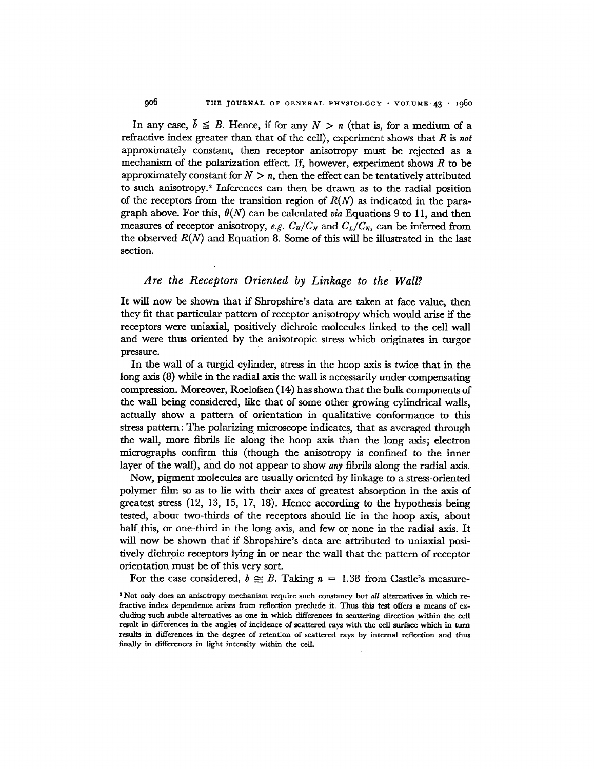In any case, $\bar{b} \leqq B$. Hence, if for any $N > n$ (that is, for a medium of a refractive index greater than that of the cell), experiment shows that $R$ is *not* approximately constant, then receptor anisotropy must be rejected as a mechanism of the polarization effect. If, however, experiment shows $R$ to be approximately constant for $N > n$, then the effect can be tentatively attributed to such anisotropy.[2] Inferences can then be drawn as to the radial position of the receptors from the transition region of $R(N)$ as indicated in the paragraph above. For this, $\theta(N)$ can be calculated *via* Equations 9 to 11, and then measures of receptor anisotropy, *e.g.* $C_H/C_N$ and $C_L/C_N$, can be inferred from the observed $R(N)$ and Equation 8. Some of this will be illustrated in the last section.

### *Are the Receptors Oriented by Linkage to the Wall?*

It will now be shown that if Shropshire's data are taken at face value, then they fit that particular pattern of receptor anisotropy which would arise if the receptors were uniaxial, positively dichroic molecules linked to the cell wall and were thus oriented by the anisotropic stress which originates in turgor pressure.

In the wall of a turgid cylinder, stress in the hoop axis is twice that in the long axis (8) while in the radial axis the wall is necessarily under compensating compression. Moreover, Roelofsen (14) has shown that the bulk components of the wall being considered, like that of some other growing cylindrical walls, actually show a pattern of orientation in qualitative conformance to this stress pattern: The polarizing microscope indicates, that as averaged through the wall, more fibrils lie along the hoop axis than the long axis; electron micrographs confirm this (though the anisotropy is confined to the inner layer of the wall), and do not appear to show *any* fibrils along the radial axis.

Now, pigment molecules are usually oriented by linkage to a stress-oriented polymer film so as to lie with their axes of greatest absorption in the axis of greatest stress (12, 13, 15, 17, 18). Hence according to the hypothesis being tested, about two-thirds of the receptors should lie in the hoop axis, about half this, or one-third in the long axis, and few or none in the radial axis. It will now be shown that if Shropshire's data are attributed to uniaxial positively dichroic receptors lying in or near the wall that the pattern of receptor orientation must be of this very sort.

For the case considered, $b \cong B$. Taking $n = 1.38$ from Castle's measure-

[2] Not only does an anisotropy mechanism require such constancy but *all* alternatives in which refractive index dependence arises from reflection preclude it. Thus this test offers a means of excluding such subtle alternatives as one in which differences in scattering direction within the cell result in differences in the angles of incidence of scattered rays with the cell surface which in turn results in differences in the degree of retention of scattered rays by internal reflection and thus finally in differences in light intensity within the cell.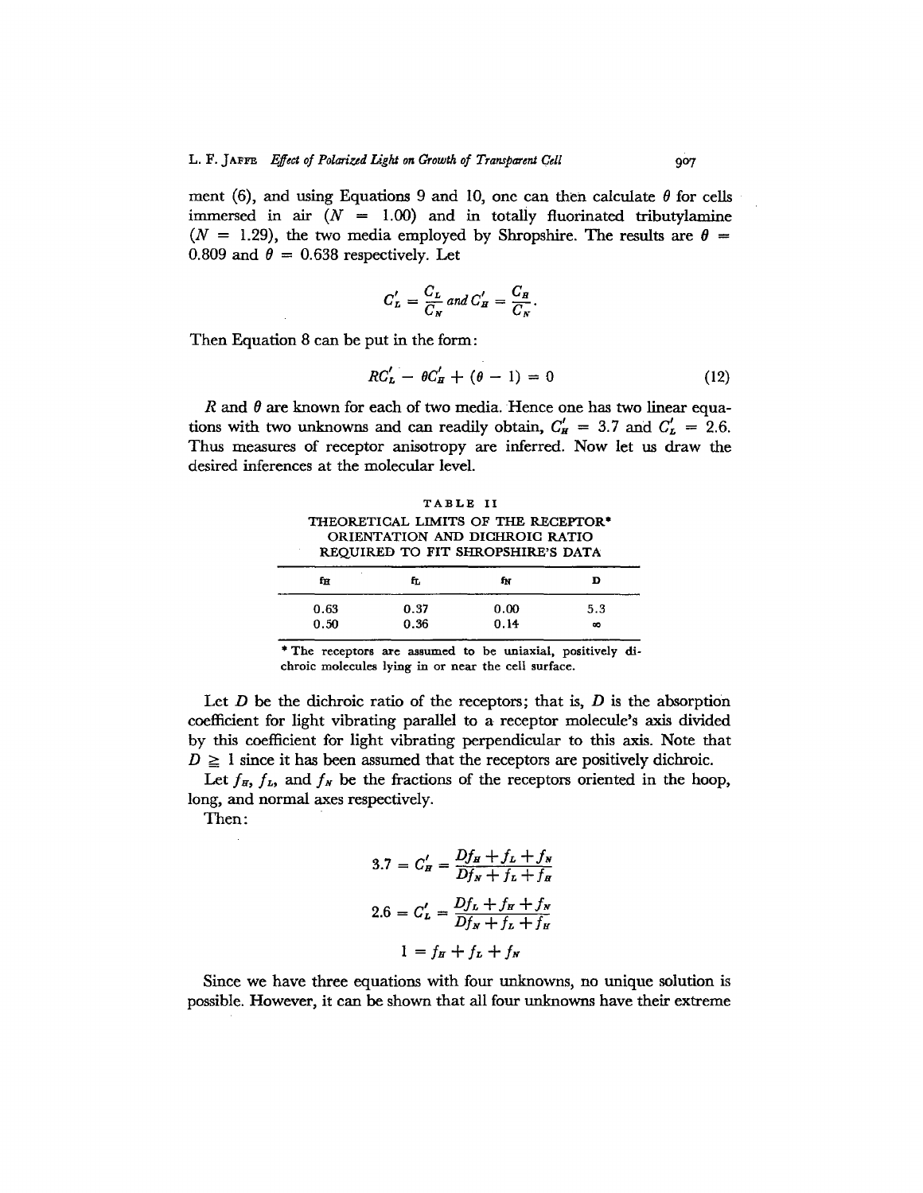ment (6), and using Equations 9 and 10, one can then calculate $\theta$ for cells immersed in air ($N = 1.00$) and in totally fluorinated tributylamine ($N = 1.29$), the two media employed by Shropshire. The results are $\theta = 0.809$ and $\theta = 0.638$ respectively. Let

$$C'_L = \frac{C_L}{C_N} \text{ and } C'_H = \frac{C_H}{C_N}.$$

Then Equation 8 can be put in the form:

$$RC'_L - \theta C'_H + (\theta - 1) = 0 \tag{12}$$

$R$ and $\theta$ are known for each of two media. Hence one has two linear equations with two unknowns and can readily obtain, $C'_H = 3.7$ and $C'_L = 2.6$. Thus measures of receptor anisotropy are inferred. Now let us draw the desired inferences at the molecular level.

TABLE II

THEORETICAL LIMITS OF THE RECEPTOR* ORIENTATION AND DICHROIC RATIO REQUIRED TO FIT SHROPSHIRE'S DATA

| $f_H$ | $f_L$ | $f_N$ | D |
|---|---|---|---|
| 0.63 | 0.37 | 0.00 | 5.3 |
| 0.50 | 0.36 | 0.14 | $\infty$ |

\* The receptors are assumed to be uniaxial, positively dichroic molecules lying in or near the cell surface.

Let $D$ be the dichroic ratio of the receptors; that is, $D$ is the absorption coefficient for light vibrating parallel to a receptor molecule's axis divided by this coefficient for light vibrating perpendicular to this axis. Note that $D \geq 1$ since it has been assumed that the receptors are positively dichroic.

Let $f_H$, $f_L$, and $f_N$ be the fractions of the receptors oriented in the hoop, long, and normal axes respectively.

Then:

$$3.7 = C'_H = \frac{Df_H + f_L + f_N}{Df_N + f_L + f_H}$$

$$2.6 = C'_L = \frac{Df_L + f_H + f_N}{Df_N + f_L + f_H}$$

$$1 = f_H + f_L + f_N$$

Since we have three equations with four unknowns, no unique solution is possible. However, it can be shown that all four unknowns have their extreme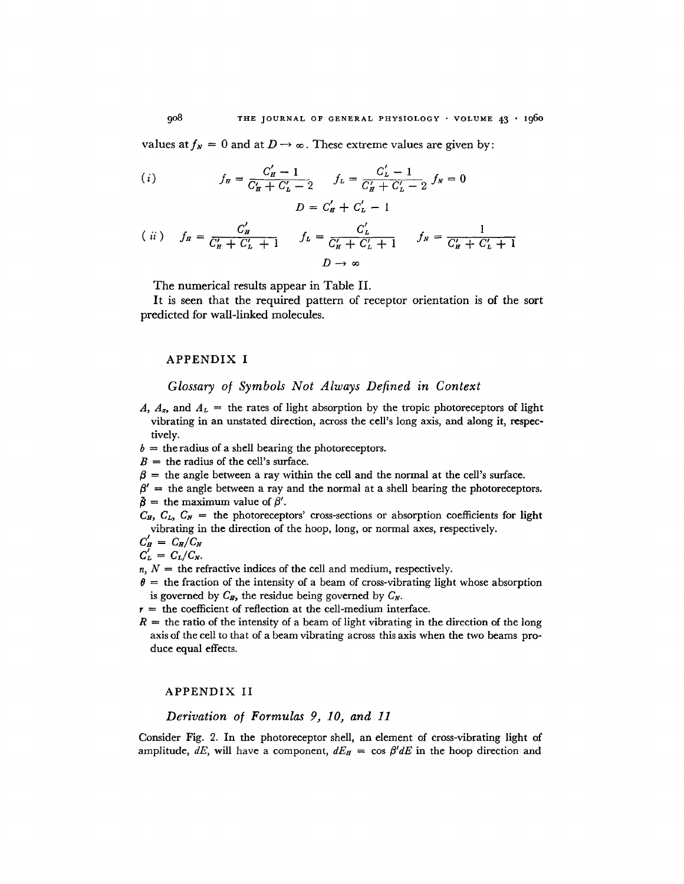values at $f_N = 0$ and at $D \rightarrow \infty$. These extreme values are given by:

$$(i) \qquad f_H = \frac{C'_H - 1}{C'_H + C'_L - 2} \qquad f_L = \frac{C'_L - 1}{C'_H + C'_L - 2} \quad f_N = 0$$

$$D = C'_H + C'_L - 1$$

$$(ii) \quad f_H = \frac{C'_H}{C'_H + C'_L + 1} \qquad f_L = \frac{C'_L}{C'_H + C'_L + 1} \qquad f_N = \frac{1}{C'_H + C'_L + 1}$$

$$D \rightarrow \infty$$

The numerical results appear in Table II.

It is seen that the required pattern of receptor orientation is of the sort predicted for wall-linked molecules.

## APPENDIX I

### *Glossary of Symbols Not Always Defined in Context*

$A$, $A_x$, and $A_L$ = the rates of light absorption by the tropic photoreceptors of light vibrating in an unstated direction, across the cell's long axis, and along it, respectively.

$b$ = the radius of a shell bearing the photoreceptors.

$B$ = the radius of the cell's surface.

$\beta$ = the angle between a ray within the cell and the normal at the cell's surface.

$\beta'$ = the angle between a ray and the normal at a shell bearing the photoreceptors.

$\bar{\beta}$ = the maximum value of $\beta'$.

$C_H$, $C_L$, $C_N$ = the photoreceptors' cross-sections or absorption coefficients for light vibrating in the direction of the hoop, long, or normal axes, respectively.

$C'_H = C_H/C_N$

$C'_L = C_L/C_N$.

$n$, $N$ = the refractive indices of the cell and medium, respectively.

$\theta$ = the fraction of the intensity of a beam of cross-vibrating light whose absorption is governed by $C_H$, the residue being governed by $C_N$.

$r$ = the coefficient of reflection at the cell-medium interface.

$R$ = the ratio of the intensity of a beam of light vibrating in the direction of the long axis of the cell to that of a beam vibrating across this axis when the two beams produce equal effects.

## APPENDIX II

### *Derivation of Formulas 9, 10, and 11*

Consider Fig. 2. In the photoreceptor shell, an element of cross-vibrating light of amplitude, $dE$, will have a component, $dE_H = \cos \beta' dE$ in the hoop direction and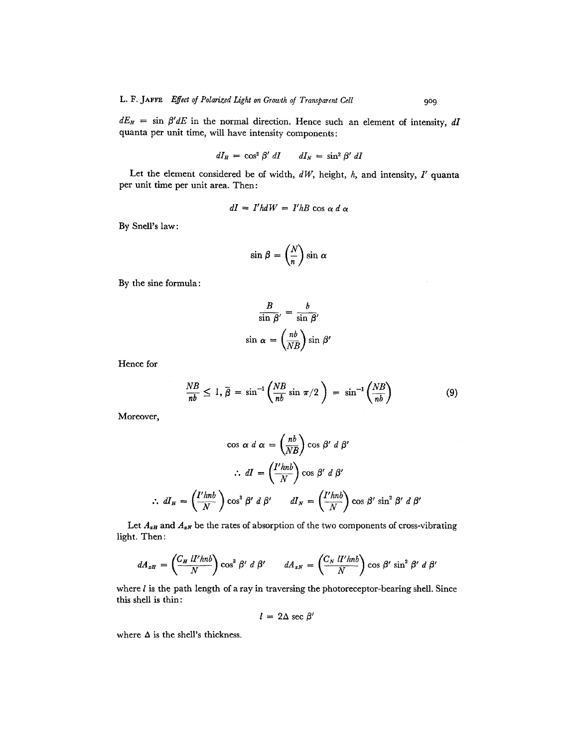$dE_N = \sin \beta' dE$ in the normal direction. Hence such an element of intensity, $dI$ quanta per unit time, will have intensity components:

$$dI_H = \cos^2 \beta' \, dI \qquad dI_N = \sin^2 \beta' \, dI$$

Let the element considered be of width, $dW$, height, $h$, and intensity, $I'$ quanta per unit time per unit area. Then:

$$dI = I'hdW = I'hB \cos \alpha \, d\alpha$$

By Snell's law:

$$\sin \beta = \left(\frac{N}{n}\right) \sin \alpha$$

By the sine formula:

$$\frac{B}{\sin \beta'} = \frac{b}{\sin \beta'}$$

$$\sin \alpha = \left(\frac{nb}{NB}\right) \sin \beta'$$

Hence for

$$\frac{NB}{nb} \leq 1, \bar{\beta} = \sin^{-1}\left(\frac{NB}{nb} \sin \pi/2\right) = \sin^{-1}\left(\frac{NB}{nb}\right) \tag{9}$$

Moreover,

$$\cos \alpha \, d\alpha = \left(\frac{nb}{NB}\right) \cos \beta' \, d\beta'$$

$$\therefore dI = \left(\frac{I'hnb}{N}\right) \cos \beta' \, d\beta'$$

$$\therefore dI_H = \left(\frac{I'hnb}{N}\right) \cos^3 \beta' \, d\beta' \qquad dI_N = \left(\frac{I'hnb}{N}\right) \cos \beta' \sin^2 \beta' \, d\beta'$$

Let $A_{xH}$ and $A_{xN}$ be the rates of absorption of the two components of cross-vibrating light. Then:

$$dA_{xH} = \left(\frac{C_H \, lI'hnb}{N}\right) \cos^3 \beta' \, d\beta' \qquad dA_{xN} = \left(\frac{C_N \, lI'hnb}{N}\right) \cos \beta' \sin^2 \beta' \, d\beta'$$

where $l$ is the path length of a ray in traversing the photoreceptor-bearing shell. Since this shell is thin:

$$l = 2\Delta \sec \beta'$$

where $\Delta$ is the shell's thickness.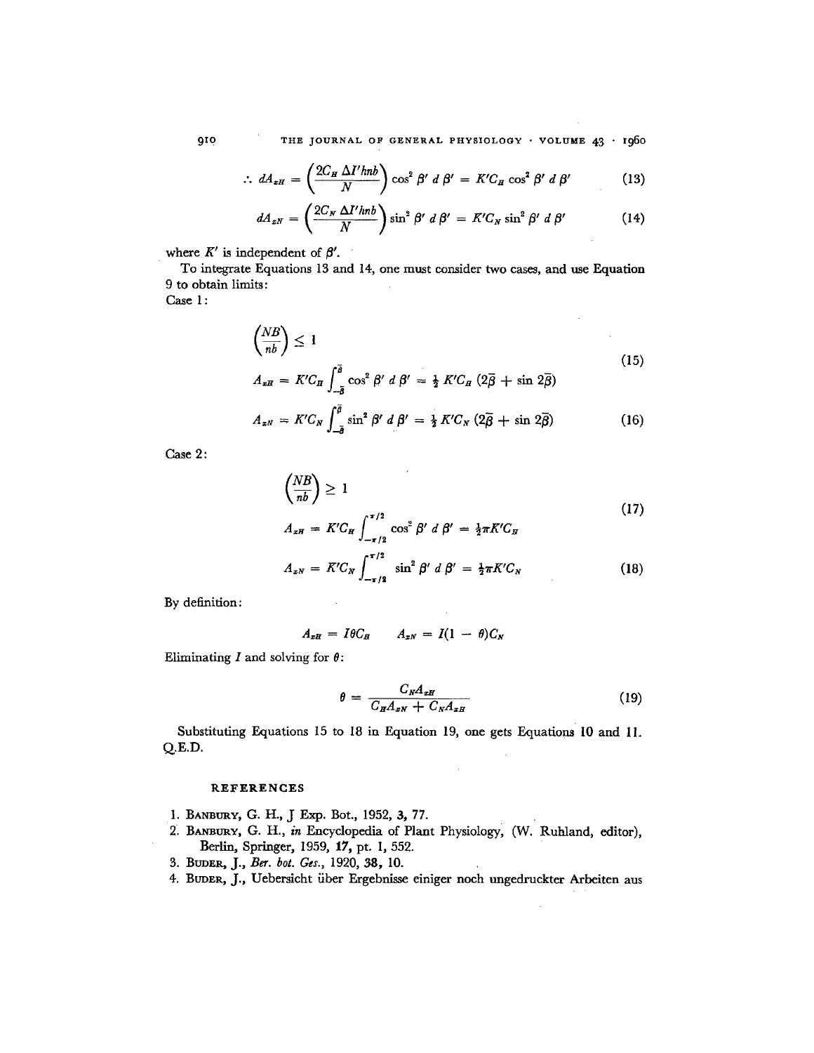$$\therefore \; dA_{xH} = \left(\frac{2C_H \, \Delta I' hnb}{N}\right) \cos^2 \beta' \, d\beta' = K'C_H \cos^2 \beta' \, d\beta' \tag{13}$$

$$dA_{xN} = \left(\frac{2C_N \, \Delta I' hnb}{N}\right) \sin^2 \beta' \, d\beta' = K'C_N \sin^2 \beta' \, d\beta' \tag{14}$$

where $K'$ is independent of $\beta'$.

To integrate Equations 13 and 14, one must consider two cases, and use Equation 9 to obtain limits:

Case 1:

$$\left(\frac{NB}{nb}\right) \leq 1$$

$$A_{xH} = K'C_H \int_{-\bar{\beta}}^{\bar{\beta}} \cos^2 \beta' \, d\beta' = \tfrac{1}{2} K'C_H \, (2\bar{\beta} + \sin 2\bar{\beta}) \tag{15}$$

$$A_{xN} = K'C_N \int_{-\bar{\beta}}^{\bar{\beta}} \sin^2 \beta' \, d\beta' = \tfrac{1}{2} K'C_N \, (2\bar{\beta} + \sin 2\bar{\beta}) \tag{16}$$

Case 2:

$$\left(\frac{NB}{nb}\right) \geq 1$$

$$A_{xH} = K'C_H \int_{-\pi/2}^{\pi/2} \cos^2 \beta' \, d\beta' = \tfrac{1}{2}\pi K'C_H \tag{17}$$

$$A_{xN} = K'C_N \int_{-\pi/2}^{\pi/2} \sin^2 \beta' \, d\beta' = \tfrac{1}{2}\pi K'C_N \tag{18}$$

By definition:

$$A_{xH} = I\theta C_H \qquad A_{xN} = I(1 - \theta)C_N$$

Eliminating $I$ and solving for $\theta$:

$$\theta = \frac{C_N A_{xH}}{C_H A_{xN} + C_N A_{xH}} \tag{19}$$

Substituting Equations 15 to 18 in Equation 19, one gets Equations 10 and 11. Q.E.D.

## REFERENCES

1. Banbury, G. H., *J Exp. Bot.*, 1952, **3**, 77.
2. Banbury, G. H., *in* Encyclopedia of Plant Physiology, (W. Ruhland, editor), Berlin, Springer, 1959, **17**, pt. 1, 552.
3. Buder, J., *Ber. bot. Ges.*, 1920, **38**, 10.
4. Buder, J., Uebersicht über Ergebnisse einiger noch ungedruckter Arbeiten aus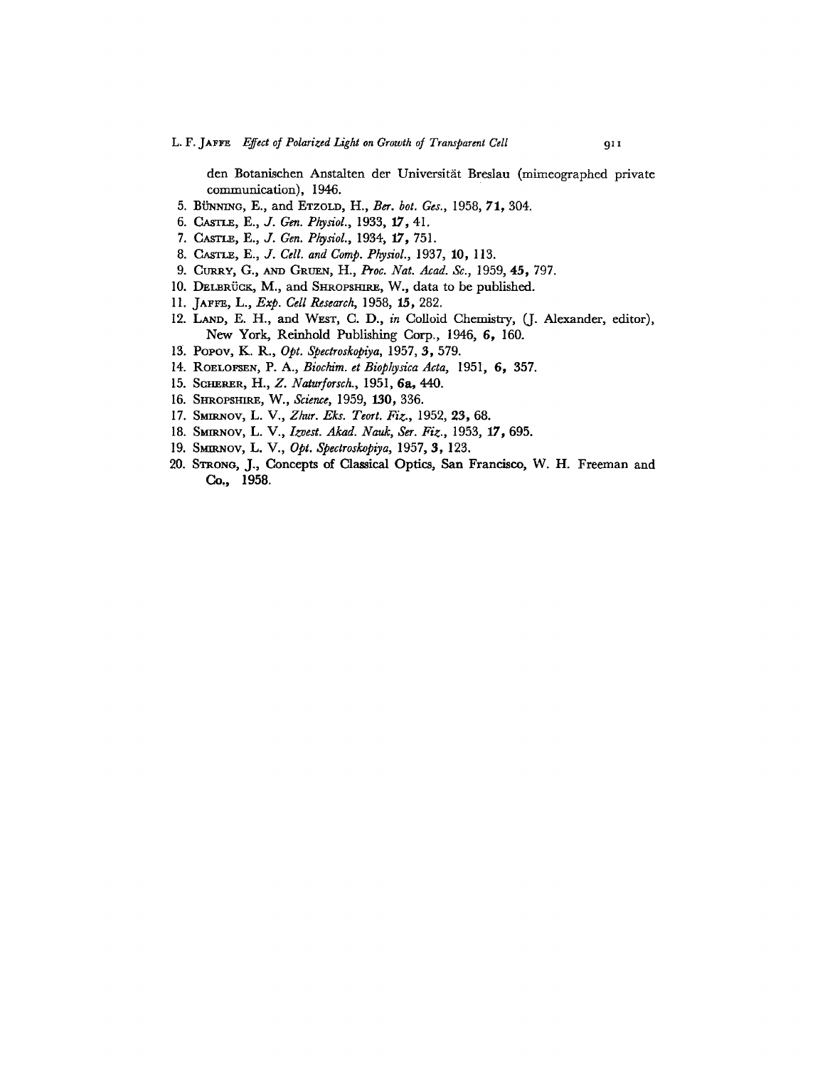den Botanischen Anstalten der Universität Breslau (mimeographed private communication), 1946.

5. Bünning, E., and Etzold, H., *Ber. bot. Ges.*, 1958, **71**, 304.
6. Castle, E., *J. Gen. Physiol.*, 1933, **17**, 41.
7. Castle, E., *J. Gen. Physiol.*, 1934, **17**, 751.
8. Castle, E., *J. Cell. and Comp. Physiol.*, 1937, **10**, 113.
9. Curry, G., and Gruen, H., *Proc. Nat. Acad. Sc.*, 1959, **45**, 797.
10. Delbrück, M., and Shropshire, W., data to be published.
11. Jaffe, L., *Exp. Cell Research*, 1958, **15**, 282.
12. Land, E. H., and West, C. D., *in* Colloid Chemistry, (J. Alexander, editor), New York, Reinhold Publishing Corp., 1946, **6**, 160.
13. Popov, K. R., *Opt. Spectroskopiya*, 1957, **3**, 579.
14. Roelofsen, P. A., *Biochim. et Biophysica Acta*, 1951, **6**, 357.
15. Scherer, H., *Z. Naturforsch.*, 1951, **6a**, 440.
16. Shropshire, W., *Science*, 1959, **130**, 336.
17. Smirnov, L. V., *Zhur. Eks. Teort. Fiz.*, 1952, **23**, 68.
18. Smirnov, L. V., *Izvest. Akad. Nauk, Ser. Fiz.*, 1953, **17**, 695.
19. Smirnov, L. V., *Opt. Spectroskopiya*, 1957, **3**, 123.
20. Strong, J., Concepts of Classical Optics, San Francisco, W. H. Freeman and Co., 1958.